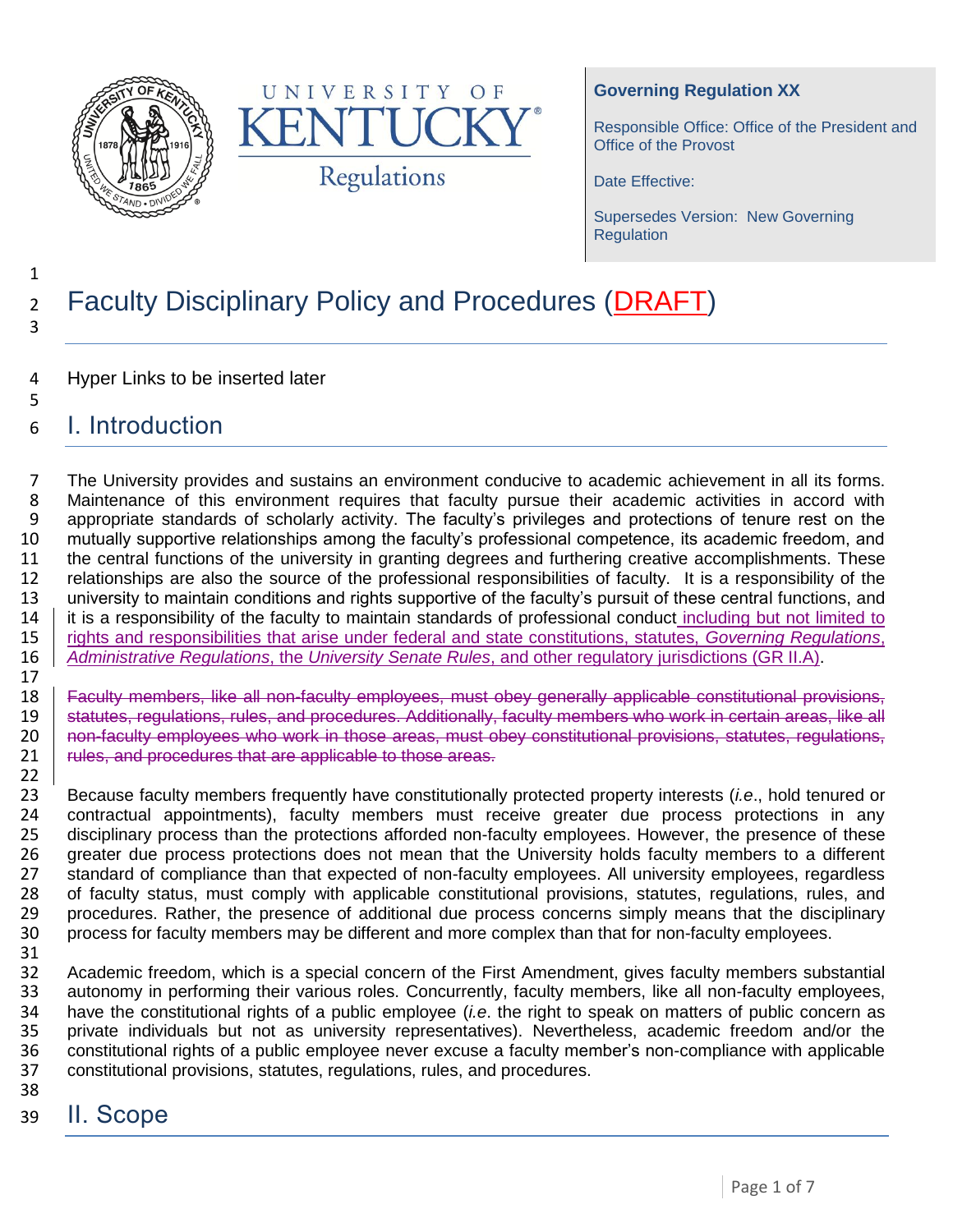Governing Regulation XX

Responsible Office: Office of the President and Office of the Provost

Date Effective:

Supersedes Version: New Governing Regulation

# Faculty Disciplinary Policy and Procedures (DRAFT)

Hyper Links to be inserted later

## I. Introduction

The University provides and sustains an environment conducive to academic achievement in all its forms. Maintenance of this environment requires that faculty pursue their academic activities in accord with appropriate standards of scholarly activity. The faculty's privileges and protections of tenure rest on the mutually supportive relationships among the faculty's professional competence, its academic freedom, and the central functions of the university in granting degrees and furthering creative accomplishments. These relationships are also the source of the professional responsibilities of faculty. It is a responsibility of the university to maintain conditions and rights supportive of the faculty's pursuit of these central functions, and it is a responsibility of the faculty to maintain standards of professional conduct including but not limited to rights and responsibilities that arise under federal and state constitutions, statutes, *Governing Regulations*, *Administrative Regulations*, the *University Senate Rules*, and other regulatory jurisdictions (GR II.A).

~~Faculty members, like all non-faculty employees, must obey generally applicable constitutional provisions, statutes, regulations, rules, and procedures. Additionally, faculty members who work in certain areas, like all non-faculty employees who work in those areas, must obey constitutional provisions, statutes, regulations, rules, and procedures that are applicable to those areas.~~

Because faculty members frequently have constitutionally protected property interests (*i.e*., hold tenured or contractual appointments), faculty members must receive greater due process protections in any disciplinary process than the protections afforded non-faculty employees. However, the presence of these greater due process protections does not mean that the University holds faculty members to a different standard of compliance than that expected of non-faculty employees. All university employees, regardless of faculty status, must comply with applicable constitutional provisions, statutes, regulations, rules, and procedures. Rather, the presence of additional due process concerns simply means that the disciplinary process for faculty members may be different and more complex than that for non-faculty employees.

Academic freedom, which is a special concern of the First Amendment, gives faculty members substantial autonomy in performing their various roles. Concurrently, faculty members, like all non-faculty employees, have the constitutional rights of a public employee (*i.e*. the right to speak on matters of public concern as private individuals but not as university representatives). Nevertheless, academic freedom and/or the constitutional rights of a public employee never excuse a faculty member's non-compliance with applicable constitutional provisions, statutes, regulations, rules, and procedures.

## II. Scope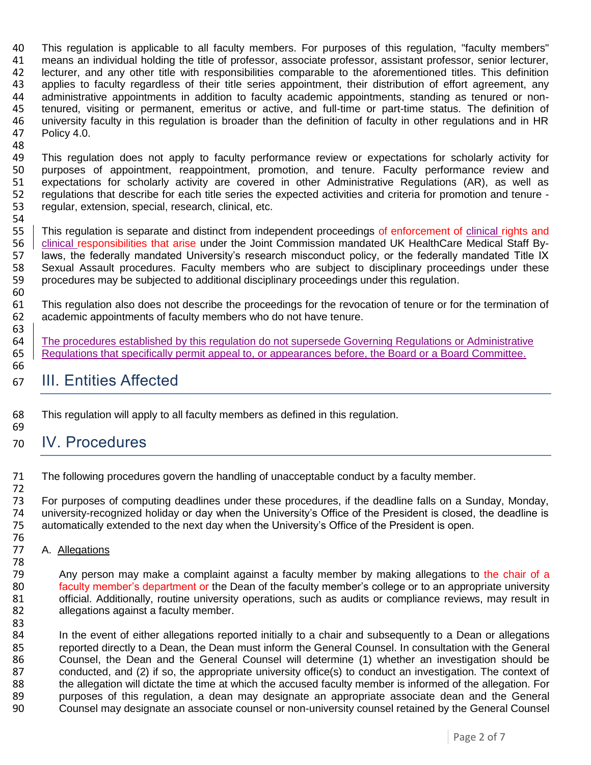This regulation is applicable to all faculty members. For purposes of this regulation, "faculty members" means an individual holding the title of professor, associate professor, assistant professor, senior lecturer, lecturer, and any other title with responsibilities comparable to the aforementioned titles. This definition applies to faculty regardless of their title series appointment, their distribution of effort agreement, any administrative appointments in addition to faculty academic appointments, standing as tenured or non-tenured, visiting or permanent, emeritus or active, and full-time or part-time status. The definition of university faculty in this regulation is broader than the definition of faculty in other regulations and in HR Policy 4.0.

This regulation does not apply to faculty performance review or expectations for scholarly activity for purposes of appointment, reappointment, promotion, and tenure. Faculty performance review and expectations for scholarly activity are covered in other Administrative Regulations (AR), as well as regulations that describe for each title series the expected activities and criteria for promotion and tenure - regular, extension, special, research, clinical, etc.

This regulation is separate and distinct from independent proceedings of enforcement of clinical rights and clinical responsibilities that arise under the Joint Commission mandated UK HealthCare Medical Staff By-laws, the federally mandated University's research misconduct policy, or the federally mandated Title IX Sexual Assault procedures. Faculty members who are subject to disciplinary proceedings under these procedures may be subjected to additional disciplinary proceedings under this regulation.

This regulation also does not describe the proceedings for the revocation of tenure or for the termination of academic appointments of faculty members who do not have tenure.

The procedures established by this regulation do not supersede Governing Regulations or Administrative Regulations that specifically permit appeal to, or appearances before, the Board or a Board Committee.

# III. Entities Affected

This regulation will apply to all faculty members as defined in this regulation.

# IV. Procedures

The following procedures govern the handling of unacceptable conduct by a faculty member.

For purposes of computing deadlines under these procedures, if the deadline falls on a Sunday, Monday, university-recognized holiday or day when the University's Office of the President is closed, the deadline is automatically extended to the next day when the University's Office of the President is open.

## A. Allegations

Any person may make a complaint against a faculty member by making allegations to the chair of a faculty member's department or the Dean of the faculty member's college or to an appropriate university official. Additionally, routine university operations, such as audits or compliance reviews, may result in allegations against a faculty member.

In the event of either allegations reported initially to a chair and subsequently to a Dean or allegations reported directly to a Dean, the Dean must inform the General Counsel. In consultation with the General Counsel, the Dean and the General Counsel will determine (1) whether an investigation should be conducted, and (2) if so, the appropriate university office(s) to conduct an investigation. The context of the allegation will dictate the time at which the accused faculty member is informed of the allegation. For purposes of this regulation, a dean may designate an appropriate associate dean and the General Counsel may designate an associate counsel or non-university counsel retained by the General Counsel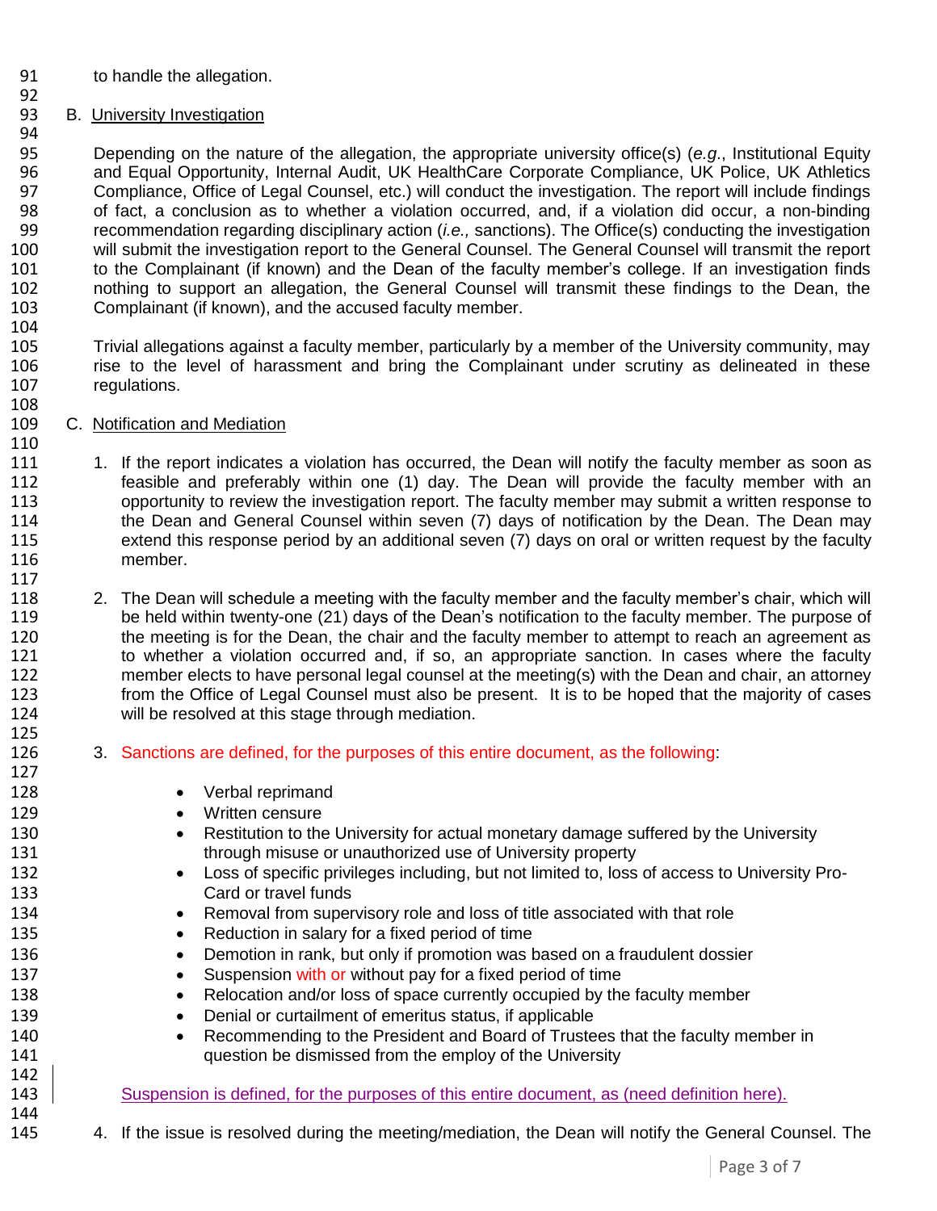to handle the allegation.

B. University Investigation

Depending on the nature of the allegation, the appropriate university office(s) (*e.g.*, Institutional Equity and Equal Opportunity, Internal Audit, UK HealthCare Corporate Compliance, UK Police, UK Athletics Compliance, Office of Legal Counsel, etc.) will conduct the investigation. The report will include findings of fact, a conclusion as to whether a violation occurred, and, if a violation did occur, a non-binding recommendation regarding disciplinary action (*i.e.,* sanctions). The Office(s) conducting the investigation will submit the investigation report to the General Counsel. The General Counsel will transmit the report to the Complainant (if known) and the Dean of the faculty member's college. If an investigation finds nothing to support an allegation, the General Counsel will transmit these findings to the Dean, the Complainant (if known), and the accused faculty member.

Trivial allegations against a faculty member, particularly by a member of the University community, may rise to the level of harassment and bring the Complainant under scrutiny as delineated in these regulations.

C. Notification and Mediation

1. If the report indicates a violation has occurred, the Dean will notify the faculty member as soon as feasible and preferably within one (1) day. The Dean will provide the faculty member with an opportunity to review the investigation report. The faculty member may submit a written response to the Dean and General Counsel within seven (7) days of notification by the Dean. The Dean may extend this response period by an additional seven (7) days on oral or written request by the faculty member.

2. The Dean will schedule a meeting with the faculty member and the faculty member's chair, which will be held within twenty-one (21) days of the Dean's notification to the faculty member. The purpose of the meeting is for the Dean, the chair and the faculty member to attempt to reach an agreement as to whether a violation occurred and, if so, an appropriate sanction. In cases where the faculty member elects to have personal legal counsel at the meeting(s) with the Dean and chair, an attorney from the Office of Legal Counsel must also be present. It is to be hoped that the majority of cases will be resolved at this stage through mediation.

3. Sanctions are defined, for the purposes of this entire document, as the following:

   - Verbal reprimand
   - Written censure
   - Restitution to the University for actual monetary damage suffered by the University through misuse or unauthorized use of University property
   - Loss of specific privileges including, but not limited to, loss of access to University Pro-Card or travel funds
   - Removal from supervisory role and loss of title associated with that role
   - Reduction in salary for a fixed period of time
   - Demotion in rank, but only if promotion was based on a fraudulent dossier
   - Suspension with or without pay for a fixed period of time
   - Relocation and/or loss of space currently occupied by the faculty member
   - Denial or curtailment of emeritus status, if applicable
   - Recommending to the President and Board of Trustees that the faculty member in question be dismissed from the employ of the University

   Suspension is defined, for the purposes of this entire document, as (need definition here).

4. If the issue is resolved during the meeting/mediation, the Dean will notify the General Counsel. The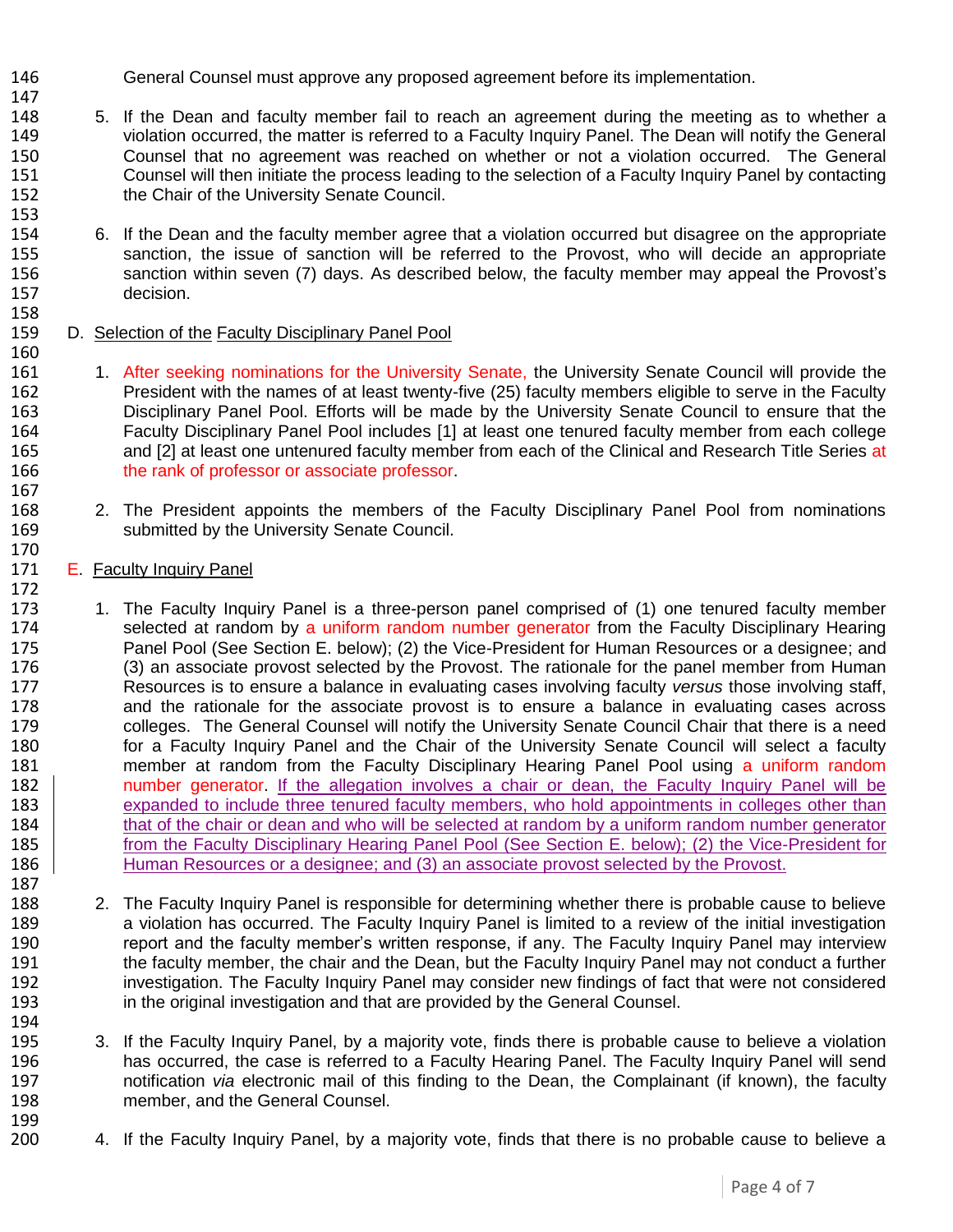General Counsel must approve any proposed agreement before its implementation.

5. If the Dean and faculty member fail to reach an agreement during the meeting as to whether a violation occurred, the matter is referred to a Faculty Inquiry Panel. The Dean will notify the General Counsel that no agreement was reached on whether or not a violation occurred. The General Counsel will then initiate the process leading to the selection of a Faculty Inquiry Panel by contacting the Chair of the University Senate Council.

6. If the Dean and the faculty member agree that a violation occurred but disagree on the appropriate sanction, the issue of sanction will be referred to the Provost, who will decide an appropriate sanction within seven (7) days. As described below, the faculty member may appeal the Provost's decision.

D. Selection of the Faculty Disciplinary Panel Pool

1. After seeking nominations for the University Senate, the University Senate Council will provide the President with the names of at least twenty-five (25) faculty members eligible to serve in the Faculty Disciplinary Panel Pool. Efforts will be made by the University Senate Council to ensure that the Faculty Disciplinary Panel Pool includes [1] at least one tenured faculty member from each college and [2] at least one untenured faculty member from each of the Clinical and Research Title Series at the rank of professor or associate professor.

2. The President appoints the members of the Faculty Disciplinary Panel Pool from nominations submitted by the University Senate Council.

E. Faculty Inquiry Panel

1. The Faculty Inquiry Panel is a three-person panel comprised of (1) one tenured faculty member selected at random by a uniform random number generator from the Faculty Disciplinary Hearing Panel Pool (See Section E. below); (2) the Vice-President for Human Resources or a designee; and (3) an associate provost selected by the Provost. The rationale for the panel member from Human Resources is to ensure a balance in evaluating cases involving faculty *versus* those involving staff, and the rationale for the associate provost is to ensure a balance in evaluating cases across colleges. The General Counsel will notify the University Senate Council Chair that there is a need for a Faculty Inquiry Panel and the Chair of the University Senate Council will select a faculty member at random from the Faculty Disciplinary Hearing Panel Pool using a uniform random number generator. If the allegation involves a chair or dean, the Faculty Inquiry Panel will be expanded to include three tenured faculty members, who hold appointments in colleges other than that of the chair or dean and who will be selected at random by a uniform random number generator from the Faculty Disciplinary Hearing Panel Pool (See Section E. below); (2) the Vice-President for Human Resources or a designee; and (3) an associate provost selected by the Provost.

2. The Faculty Inquiry Panel is responsible for determining whether there is probable cause to believe a violation has occurred. The Faculty Inquiry Panel is limited to a review of the initial investigation report and the faculty member's written response, if any. The Faculty Inquiry Panel may interview the faculty member, the chair and the Dean, but the Faculty Inquiry Panel may not conduct a further investigation. The Faculty Inquiry Panel may consider new findings of fact that were not considered in the original investigation and that are provided by the General Counsel.

3. If the Faculty Inquiry Panel, by a majority vote, finds there is probable cause to believe a violation has occurred, the case is referred to a Faculty Hearing Panel. The Faculty Inquiry Panel will send notification *via* electronic mail of this finding to the Dean, the Complainant (if known), the faculty member, and the General Counsel.

4. If the Faculty Inquiry Panel, by a majority vote, finds that there is no probable cause to believe a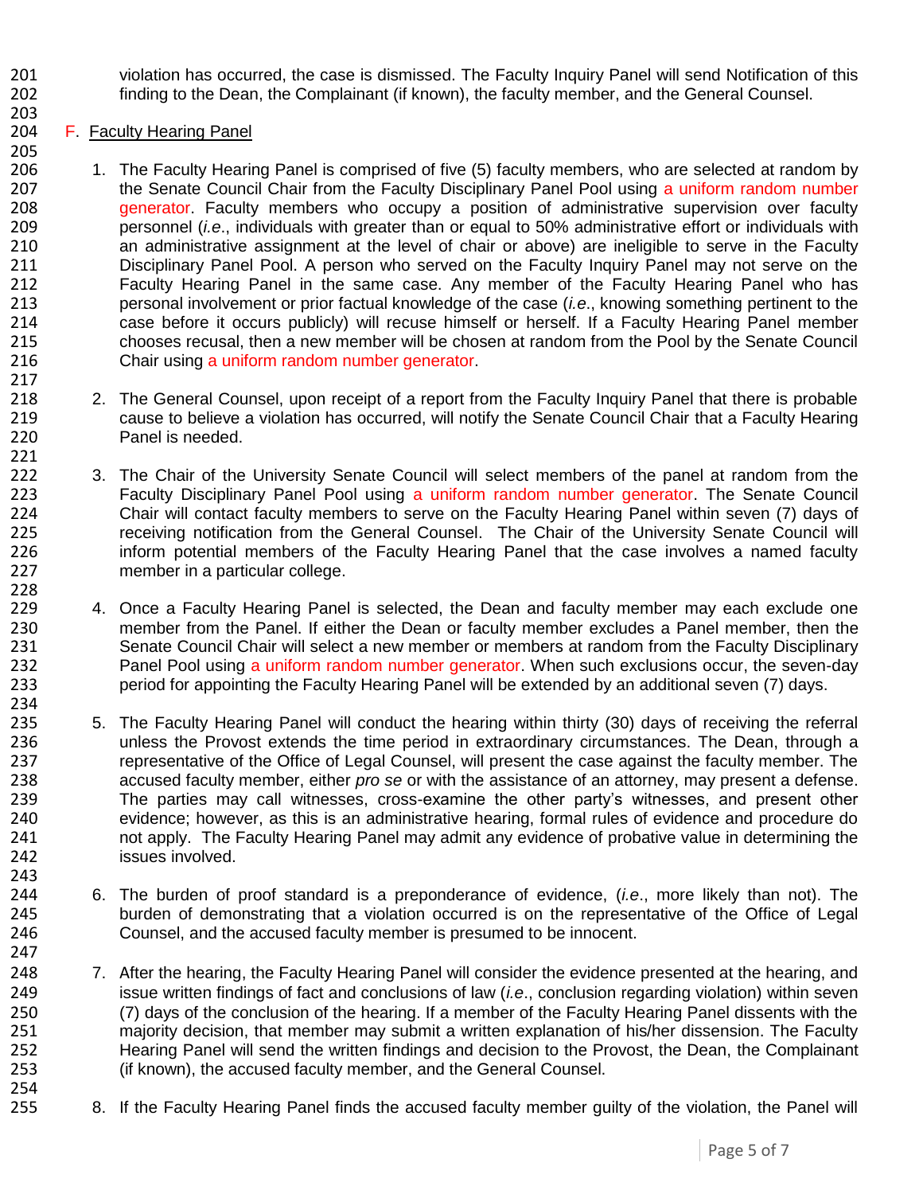violation has occurred, the case is dismissed. The Faculty Inquiry Panel will send Notification of this finding to the Dean, the Complainant (if known), the faculty member, and the General Counsel.

## F. Faculty Hearing Panel

1. The Faculty Hearing Panel is comprised of five (5) faculty members, who are selected at random by the Senate Council Chair from the Faculty Disciplinary Panel Pool using a uniform random number generator. Faculty members who occupy a position of administrative supervision over faculty personnel (*i.e*., individuals with greater than or equal to 50% administrative effort or individuals with an administrative assignment at the level of chair or above) are ineligible to serve in the Faculty Disciplinary Panel Pool. A person who served on the Faculty Inquiry Panel may not serve on the Faculty Hearing Panel in the same case. Any member of the Faculty Hearing Panel who has personal involvement or prior factual knowledge of the case (*i.e*., knowing something pertinent to the case before it occurs publicly) will recuse himself or herself. If a Faculty Hearing Panel member chooses recusal, then a new member will be chosen at random from the Pool by the Senate Council Chair using a uniform random number generator.

2. The General Counsel, upon receipt of a report from the Faculty Inquiry Panel that there is probable cause to believe a violation has occurred, will notify the Senate Council Chair that a Faculty Hearing Panel is needed.

3. The Chair of the University Senate Council will select members of the panel at random from the Faculty Disciplinary Panel Pool using a uniform random number generator. The Senate Council Chair will contact faculty members to serve on the Faculty Hearing Panel within seven (7) days of receiving notification from the General Counsel. The Chair of the University Senate Council will inform potential members of the Faculty Hearing Panel that the case involves a named faculty member in a particular college.

4. Once a Faculty Hearing Panel is selected, the Dean and faculty member may each exclude one member from the Panel. If either the Dean or faculty member excludes a Panel member, then the Senate Council Chair will select a new member or members at random from the Faculty Disciplinary Panel Pool using a uniform random number generator. When such exclusions occur, the seven-day period for appointing the Faculty Hearing Panel will be extended by an additional seven (7) days.

5. The Faculty Hearing Panel will conduct the hearing within thirty (30) days of receiving the referral unless the Provost extends the time period in extraordinary circumstances. The Dean, through a representative of the Office of Legal Counsel, will present the case against the faculty member. The accused faculty member, either *pro se* or with the assistance of an attorney, may present a defense. The parties may call witnesses, cross-examine the other party's witnesses, and present other evidence; however, as this is an administrative hearing, formal rules of evidence and procedure do not apply. The Faculty Hearing Panel may admit any evidence of probative value in determining the issues involved.

6. The burden of proof standard is a preponderance of evidence, (*i.e*., more likely than not). The burden of demonstrating that a violation occurred is on the representative of the Office of Legal Counsel, and the accused faculty member is presumed to be innocent.

7. After the hearing, the Faculty Hearing Panel will consider the evidence presented at the hearing, and issue written findings of fact and conclusions of law (*i.e*., conclusion regarding violation) within seven (7) days of the conclusion of the hearing. If a member of the Faculty Hearing Panel dissents with the majority decision, that member may submit a written explanation of his/her dissension. The Faculty Hearing Panel will send the written findings and decision to the Provost, the Dean, the Complainant (if known), the accused faculty member, and the General Counsel.

8. If the Faculty Hearing Panel finds the accused faculty member guilty of the violation, the Panel will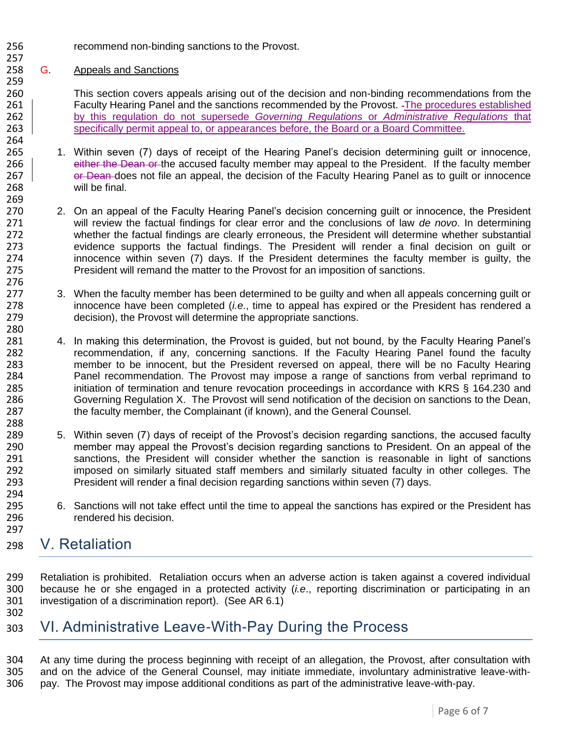recommend non-binding sanctions to the Provost.

### G. Appeals and Sanctions

This section covers appeals arising out of the decision and non-binding recommendations from the Faculty Hearing Panel and the sanctions recommended by the Provost. The procedures established by this regulation do not supersede *Governing Regulations* or *Administrative Regulations* that specifically permit appeal to, or appearances before, the Board or a Board Committee.

1. Within seven (7) days of receipt of the Hearing Panel's decision determining guilt or innocence, ~~either the Dean or~~ the accused faculty member may appeal to the President. If the faculty member ~~or Dean~~ does not file an appeal, the decision of the Faculty Hearing Panel as to guilt or innocence will be final.

2. On an appeal of the Faculty Hearing Panel's decision concerning guilt or innocence, the President will review the factual findings for clear error and the conclusions of law *de novo*. In determining whether the factual findings are clearly erroneous, the President will determine whether substantial evidence supports the factual findings. The President will render a final decision on guilt or innocence within seven (7) days. If the President determines the faculty member is guilty, the President will remand the matter to the Provost for an imposition of sanctions.

3. When the faculty member has been determined to be guilty and when all appeals concerning guilt or innocence have been completed (*i.e.*, time to appeal has expired or the President has rendered a decision), the Provost will determine the appropriate sanctions.

4. In making this determination, the Provost is guided, but not bound, by the Faculty Hearing Panel's recommendation, if any, concerning sanctions. If the Faculty Hearing Panel found the faculty member to be innocent, but the President reversed on appeal, there will be no Faculty Hearing Panel recommendation. The Provost may impose a range of sanctions from verbal reprimand to initiation of termination and tenure revocation proceedings in accordance with KRS § 164.230 and Governing Regulation X. The Provost will send notification of the decision on sanctions to the Dean, the faculty member, the Complainant (if known), and the General Counsel.

5. Within seven (7) days of receipt of the Provost's decision regarding sanctions, the accused faculty member may appeal the Provost's decision regarding sanctions to President. On an appeal of the sanctions, the President will consider whether the sanction is reasonable in light of sanctions imposed on similarly situated staff members and similarly situated faculty in other colleges. The President will render a final decision regarding sanctions within seven (7) days.

6. Sanctions will not take effect until the time to appeal the sanctions has expired or the President has rendered his decision.

# V. Retaliation

Retaliation is prohibited. Retaliation occurs when an adverse action is taken against a covered individual because he or she engaged in a protected activity (*i.e*., reporting discrimination or participating in an investigation of a discrimination report). (See AR 6.1)

# VI. Administrative Leave-With-Pay During the Process

At any time during the process beginning with receipt of an allegation, the Provost, after consultation with and on the advice of the General Counsel, may initiate immediate, involuntary administrative leave-with-pay. The Provost may impose additional conditions as part of the administrative leave-with-pay.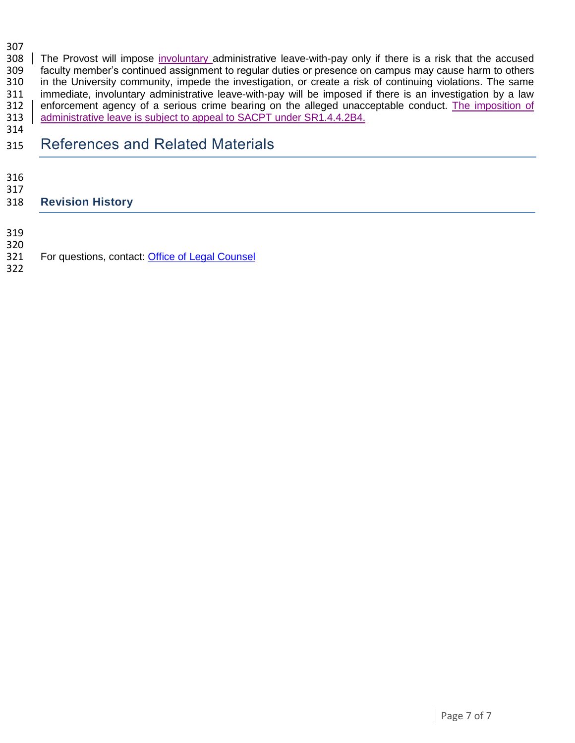The Provost will impose involuntary administrative leave-with-pay only if there is a risk that the accused faculty member's continued assignment to regular duties or presence on campus may cause harm to others in the University community, impede the investigation, or create a risk of continuing violations. The same immediate, involuntary administrative leave-with-pay will be imposed if there is an investigation by a law enforcement agency of a serious crime bearing on the alleged unacceptable conduct. The imposition of administrative leave is subject to appeal to SACPT under SR1.4.4.2B4.

## References and Related Materials

### Revision History

For questions, contact: [Office of Legal Counsel]